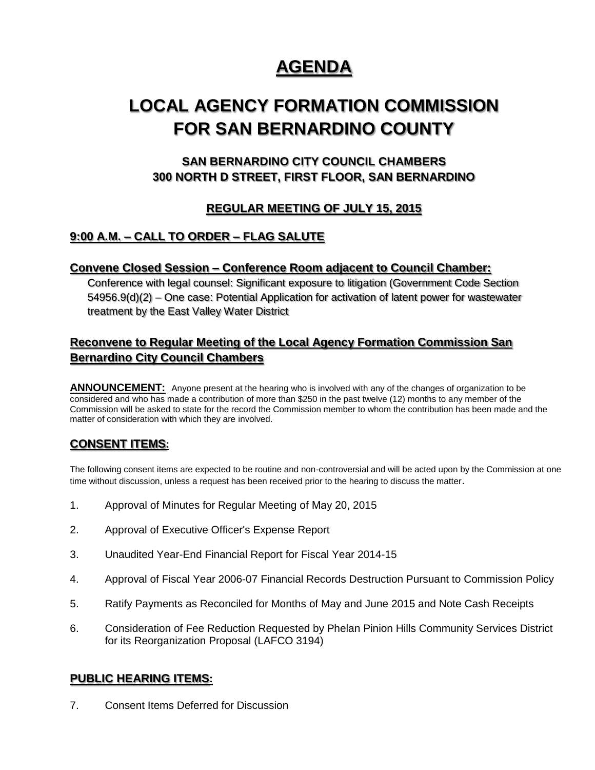# AGENDA

# LOCAL AGENCY FORMATION COMMISSION FOR SAN BERNARDINO COUNTY

### SAN BERNARDINO CITY COUNCIL CHAMBERS
### 300 NORTH D STREET, FIRST FLOOR, SAN BERNARDINO

### REGULAR MEETING OF JULY 15, 2015

## 9:00 A.M. – CALL TO ORDER – FLAG SALUTE

## Convene Closed Session – Conference Room adjacent to Council Chamber:

Conference with legal counsel: Significant exposure to litigation (Government Code Section 54956.9(d)(2) – One case: Potential Application for activation of latent power for wastewater treatment by the East Valley Water District

## Reconvene to Regular Meeting of the Local Agency Formation Commission San Bernardino City Council Chambers

**ANNOUNCEMENT:** Anyone present at the hearing who is involved with any of the changes of organization to be considered and who has made a contribution of more than $250 in the past twelve (12) months to any member of the Commission will be asked to state for the record the Commission member to whom the contribution has been made and the matter of consideration with which they are involved.

## CONSENT ITEMS:

The following consent items are expected to be routine and non-controversial and will be acted upon by the Commission at one time without discussion, unless a request has been received prior to the hearing to discuss the matter.

1. Approval of Minutes for Regular Meeting of May 20, 2015
2. Approval of Executive Officer's Expense Report
3. Unaudited Year-End Financial Report for Fiscal Year 2014-15
4. Approval of Fiscal Year 2006-07 Financial Records Destruction Pursuant to Commission Policy
5. Ratify Payments as Reconciled for Months of May and June 2015 and Note Cash Receipts
6. Consideration of Fee Reduction Requested by Phelan Pinion Hills Community Services District for its Reorganization Proposal (LAFCO 3194)

## PUBLIC HEARING ITEMS:

7. Consent Items Deferred for Discussion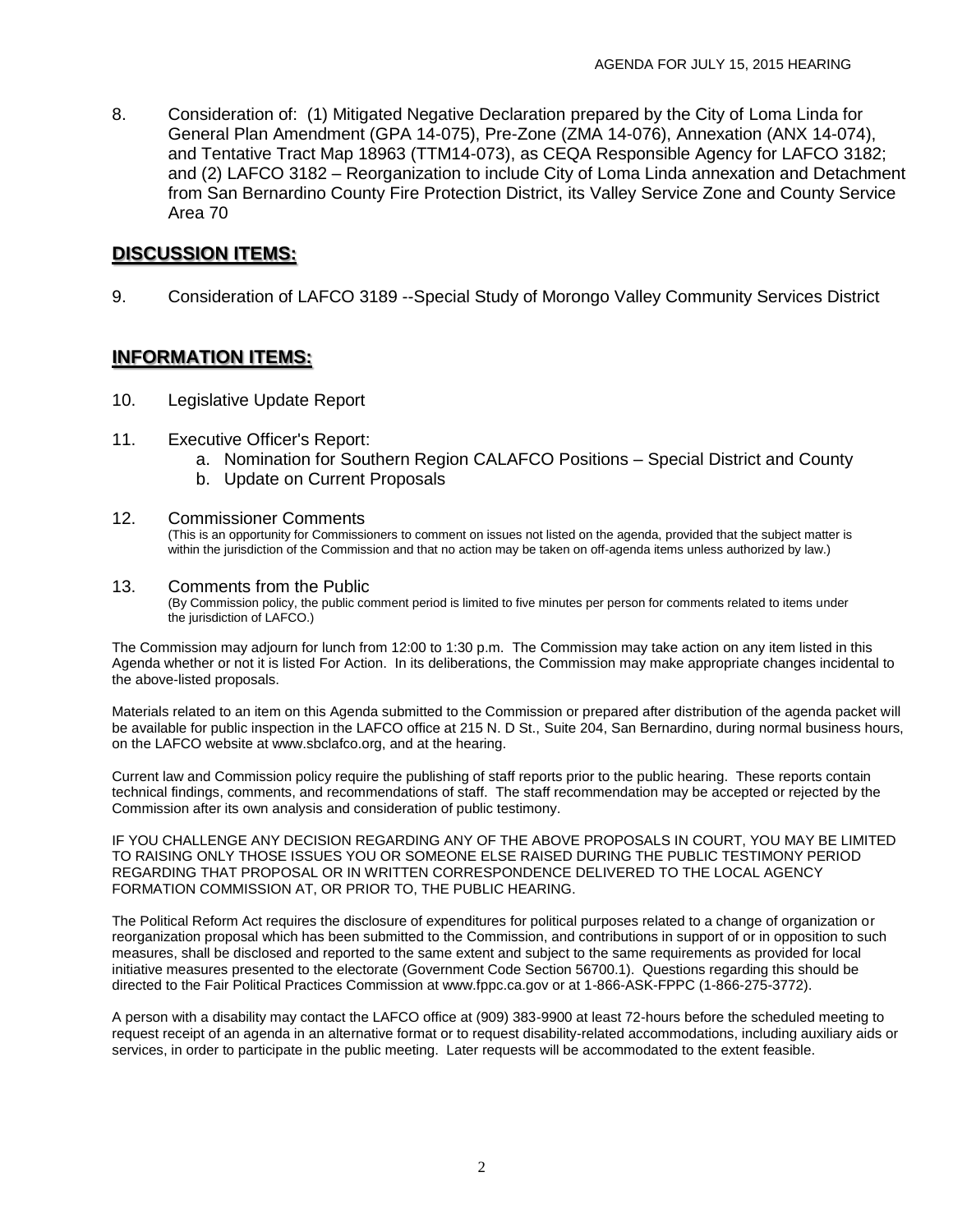8. Consideration of: (1) Mitigated Negative Declaration prepared by the City of Loma Linda for General Plan Amendment (GPA 14-075), Pre-Zone (ZMA 14-076), Annexation (ANX 14-074), and Tentative Tract Map 18963 (TTM14-073), as CEQA Responsible Agency for LAFCO 3182; and (2) LAFCO 3182 – Reorganization to include City of Loma Linda annexation and Detachment from San Bernardino County Fire Protection District, its Valley Service Zone and County Service Area 70

## DISCUSSION ITEMS:

9. Consideration of LAFCO 3189 --Special Study of Morongo Valley Community Services District

## INFORMATION ITEMS:

10. Legislative Update Report

11. Executive Officer's Report:
    a. Nomination for Southern Region CALAFCO Positions – Special District and County
    b. Update on Current Proposals

12. Commissioner Comments
    (This is an opportunity for Commissioners to comment on issues not listed on the agenda, provided that the subject matter is within the jurisdiction of the Commission and that no action may be taken on off-agenda items unless authorized by law.)

13. Comments from the Public
    (By Commission policy, the public comment period is limited to five minutes per person for comments related to items under the jurisdiction of LAFCO.)

The Commission may adjourn for lunch from 12:00 to 1:30 p.m. The Commission may take action on any item listed in this Agenda whether or not it is listed For Action. In its deliberations, the Commission may make appropriate changes incidental to the above-listed proposals.

Materials related to an item on this Agenda submitted to the Commission or prepared after distribution of the agenda packet will be available for public inspection in the LAFCO office at 215 N. D St., Suite 204, San Bernardino, during normal business hours, on the LAFCO website at www.sbclafco.org, and at the hearing.

Current law and Commission policy require the publishing of staff reports prior to the public hearing. These reports contain technical findings, comments, and recommendations of staff. The staff recommendation may be accepted or rejected by the Commission after its own analysis and consideration of public testimony.

IF YOU CHALLENGE ANY DECISION REGARDING ANY OF THE ABOVE PROPOSALS IN COURT, YOU MAY BE LIMITED TO RAISING ONLY THOSE ISSUES YOU OR SOMEONE ELSE RAISED DURING THE PUBLIC TESTIMONY PERIOD REGARDING THAT PROPOSAL OR IN WRITTEN CORRESPONDENCE DELIVERED TO THE LOCAL AGENCY FORMATION COMMISSION AT, OR PRIOR TO, THE PUBLIC HEARING.

The Political Reform Act requires the disclosure of expenditures for political purposes related to a change of organization or reorganization proposal which has been submitted to the Commission, and contributions in support of or in opposition to such measures, shall be disclosed and reported to the same extent and subject to the same requirements as provided for local initiative measures presented to the electorate (Government Code Section 56700.1). Questions regarding this should be directed to the Fair Political Practices Commission at www.fppc.ca.gov or at 1-866-ASK-FPPC (1-866-275-3772).

A person with a disability may contact the LAFCO office at (909) 383-9900 at least 72-hours before the scheduled meeting to request receipt of an agenda in an alternative format or to request disability-related accommodations, including auxiliary aids or services, in order to participate in the public meeting. Later requests will be accommodated to the extent feasible.